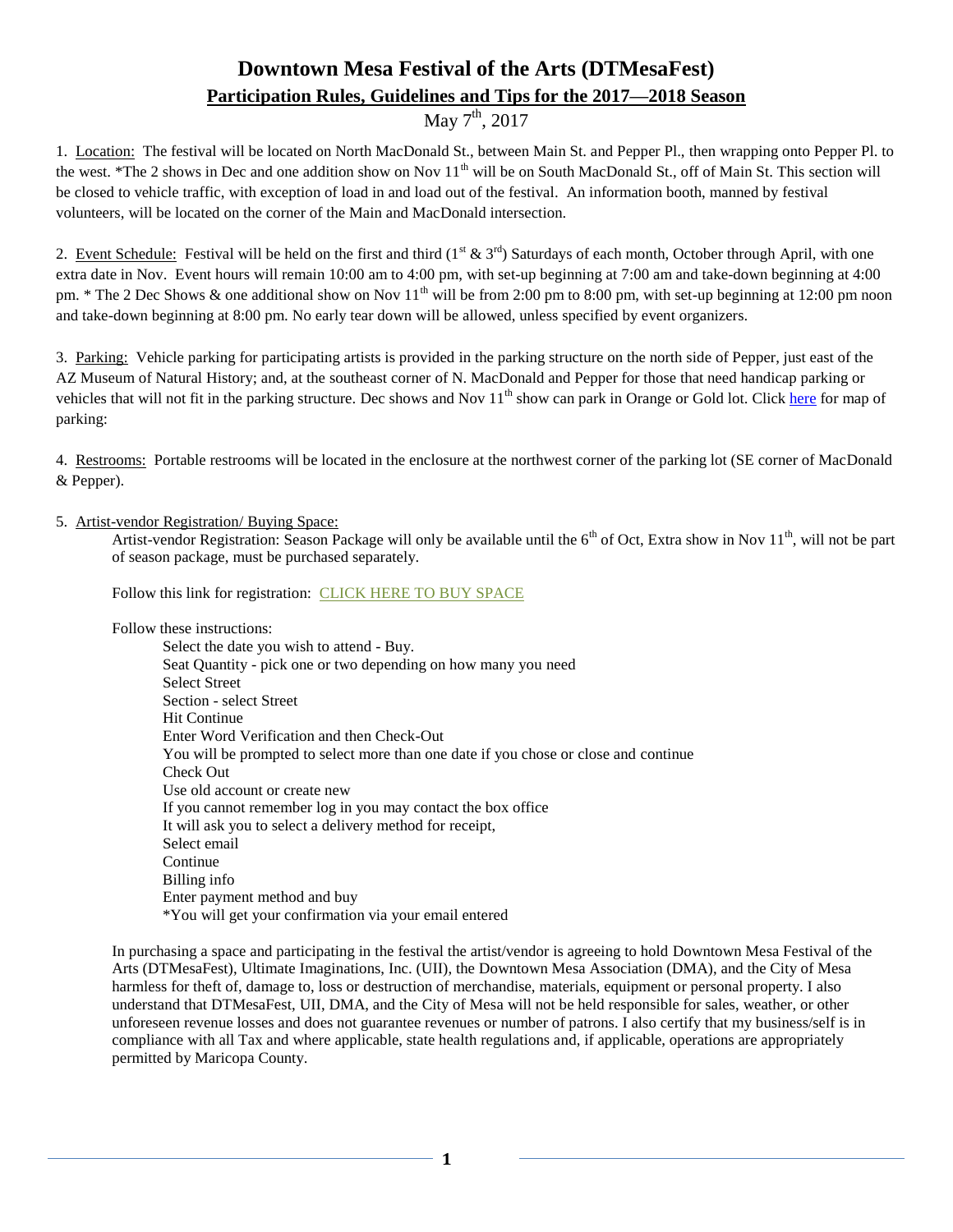# Downtown Mesa Festival of the Arts (DTMesaFest)

## Participation Rules, Guidelines and Tips for the 2017—2018 Season

May 7th, 2017

1. Location: The festival will be located on North MacDonald St., between Main St. and Pepper Pl., then wrapping onto Pepper Pl. to the west. *The 2 shows in Dec and one addition show on Nov 11th will be on South MacDonald St., off of Main St. This section will be closed to vehicle traffic, with exception of load in and load out of the festival. An information booth, manned by festival volunteers, will be located on the corner of the Main and MacDonald intersection.

2. Event Schedule: Festival will be held on the first and third (1st & 3rd) Saturdays of each month, October through April, with one extra date in Nov. Event hours will remain 10:00 am to 4:00 pm, with set-up beginning at 7:00 am and take-down beginning at 4:00 pm. * The 2 Dec Shows & one additional show on Nov 11th will be from 2:00 pm to 8:00 pm, with set-up beginning at 12:00 pm noon and take-down beginning at 8:00 pm. No early tear down will be allowed, unless specified by event organizers.

3. Parking: Vehicle parking for participating artists is provided in the parking structure on the north side of Pepper, just east of the AZ Museum of Natural History; and, at the southeast corner of N. MacDonald and Pepper for those that need handicap parking or vehicles that will not fit in the parking structure. Dec shows and Nov 11th show can park in Orange or Gold lot. Click here for map of parking:

4. Restrooms: Portable restrooms will be located in the enclosure at the northwest corner of the parking lot (SE corner of MacDonald & Pepper).

5. Artist-vendor Registration/ Buying Space:

   Artist-vendor Registration: Season Package will only be available until the 6th of Oct, Extra show in Nov 11th, will not be part of season package, must be purchased separately.

   Follow this link for registration: CLICK HERE TO BUY SPACE

   Follow these instructions:

   - Select the date you wish to attend - Buy.
   - Seat Quantity - pick one or two depending on how many you need
   - Select Street
   - Section - select Street
   - Hit Continue
   - Enter Word Verification and then Check-Out
   - You will be prompted to select more than one date if you chose or close and continue
   - Check Out
   - Use old account or create new
   - If you cannot remember log in you may contact the box office
   - It will ask you to select a delivery method for receipt,
   - Select email
   - Continue
   - Billing info
   - Enter payment method and buy
   - *You will get your confirmation via your email entered

   In purchasing a space and participating in the festival the artist/vendor is agreeing to hold Downtown Mesa Festival of the Arts (DTMesaFest), Ultimate Imaginations, Inc. (UII), the Downtown Mesa Association (DMA), and the City of Mesa harmless for theft of, damage to, loss or destruction of merchandise, materials, equipment or personal property. I also understand that DTMesaFest, UII, DMA, and the City of Mesa will not be held responsible for sales, weather, or other unforeseen revenue losses and does not guarantee revenues or number of patrons. I also certify that my business/self is in compliance with all Tax and where applicable, state health regulations and, if applicable, operations are appropriately permitted by Maricopa County.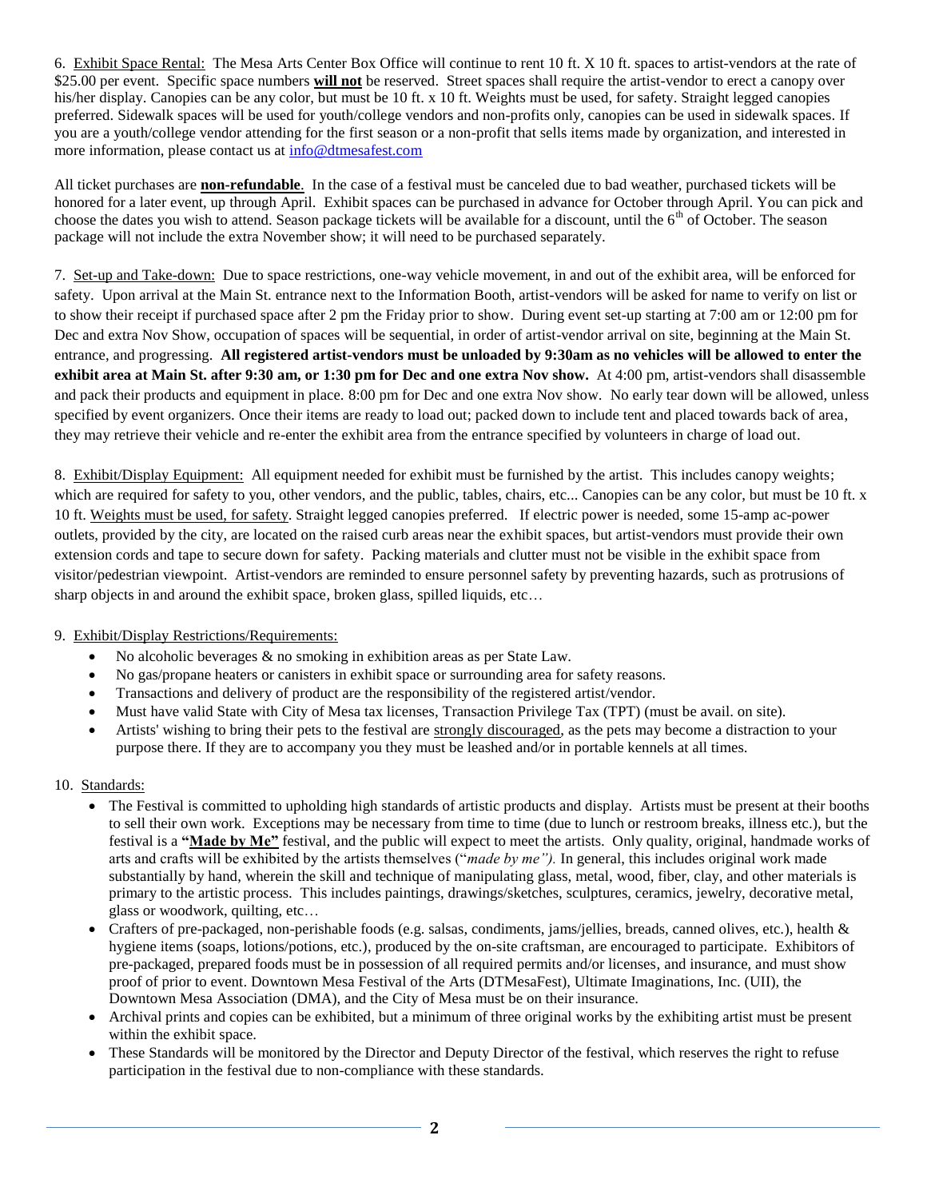6. Exhibit Space Rental: The Mesa Arts Center Box Office will continue to rent 10 ft. X 10 ft. spaces to artist-vendors at the rate of $25.00 per event. Specific space numbers **will not** be reserved. Street spaces shall require the artist-vendor to erect a canopy over his/her display. Canopies can be any color, but must be 10 ft. x 10 ft. Weights must be used, for safety. Straight legged canopies preferred. Sidewalk spaces will be used for youth/college vendors and non-profits only, canopies can be used in sidewalk spaces. If you are a youth/college vendor attending for the first season or a non-profit that sells items made by organization, and interested in more information, please contact us at info@dtmesafest.com

All ticket purchases are **non-refundable**. In the case of a festival must be canceled due to bad weather, purchased tickets will be honored for a later event, up through April. Exhibit spaces can be purchased in advance for October through April. You can pick and choose the dates you wish to attend. Season package tickets will be available for a discount, until the 6th of October. The season package will not include the extra November show; it will need to be purchased separately.

7. Set-up and Take-down: Due to space restrictions, one-way vehicle movement, in and out of the exhibit area, will be enforced for safety. Upon arrival at the Main St. entrance next to the Information Booth, artist-vendors will be asked for name to verify on list or to show their receipt if purchased space after 2 pm the Friday prior to show. During event set-up starting at 7:00 am or 12:00 pm for Dec and extra Nov Show, occupation of spaces will be sequential, in order of artist-vendor arrival on site, beginning at the Main St. entrance, and progressing. **All registered artist-vendors must be unloaded by 9:30am as no vehicles will be allowed to enter the exhibit area at Main St. after 9:30 am, or 1:30 pm for Dec and one extra Nov show.** At 4:00 pm, artist-vendors shall disassemble and pack their products and equipment in place. 8:00 pm for Dec and one extra Nov show. No early tear down will be allowed, unless specified by event organizers. Once their items are ready to load out; packed down to include tent and placed towards back of area, they may retrieve their vehicle and re-enter the exhibit area from the entrance specified by volunteers in charge of load out.

8. Exhibit/Display Equipment: All equipment needed for exhibit must be furnished by the artist. This includes canopy weights; which are required for safety to you, other vendors, and the public, tables, chairs, etc... Canopies can be any color, but must be 10 ft. x 10 ft. Weights must be used, for safety. Straight legged canopies preferred. If electric power is needed, some 15-amp ac-power outlets, provided by the city, are located on the raised curb areas near the exhibit spaces, but artist-vendors must provide their own extension cords and tape to secure down for safety. Packing materials and clutter must not be visible in the exhibit space from visitor/pedestrian viewpoint. Artist-vendors are reminded to ensure personnel safety by preventing hazards, such as protrusions of sharp objects in and around the exhibit space, broken glass, spilled liquids, etc…

9. Exhibit/Display Restrictions/Requirements:

- No alcoholic beverages & no smoking in exhibition areas as per State Law.
- No gas/propane heaters or canisters in exhibit space or surrounding area for safety reasons.
- Transactions and delivery of product are the responsibility of the registered artist/vendor.
- Must have valid State with City of Mesa tax licenses, Transaction Privilege Tax (TPT) (must be avail. on site).
- Artists' wishing to bring their pets to the festival are strongly discouraged, as the pets may become a distraction to your purpose there. If they are to accompany you they must be leashed and/or in portable kennels at all times.

10. Standards:

- The Festival is committed to upholding high standards of artistic products and display. Artists must be present at their booths to sell their own work. Exceptions may be necessary from time to time (due to lunch or restroom breaks, illness etc.), but the festival is a **"Made by Me"** festival, and the public will expect to meet the artists. Only quality, original, handmade works of arts and crafts will be exhibited by the artists themselves ("*made by me").* In general, this includes original work made substantially by hand, wherein the skill and technique of manipulating glass, metal, wood, fiber, clay, and other materials is primary to the artistic process. This includes paintings, drawings/sketches, sculptures, ceramics, jewelry, decorative metal, glass or woodwork, quilting, etc…
- Crafters of pre-packaged, non-perishable foods (e.g. salsas, condiments, jams/jellies, breads, canned olives, etc.), health & hygiene items (soaps, lotions/potions, etc.), produced by the on-site craftsman, are encouraged to participate. Exhibitors of pre-packaged, prepared foods must be in possession of all required permits and/or licenses, and insurance, and must show proof of prior to event. Downtown Mesa Festival of the Arts (DTMesaFest), Ultimate Imaginations, Inc. (UII), the Downtown Mesa Association (DMA), and the City of Mesa must be on their insurance.
- Archival prints and copies can be exhibited, but a minimum of three original works by the exhibiting artist must be present within the exhibit space.
- These Standards will be monitored by the Director and Deputy Director of the festival, which reserves the right to refuse participation in the festival due to non-compliance with these standards.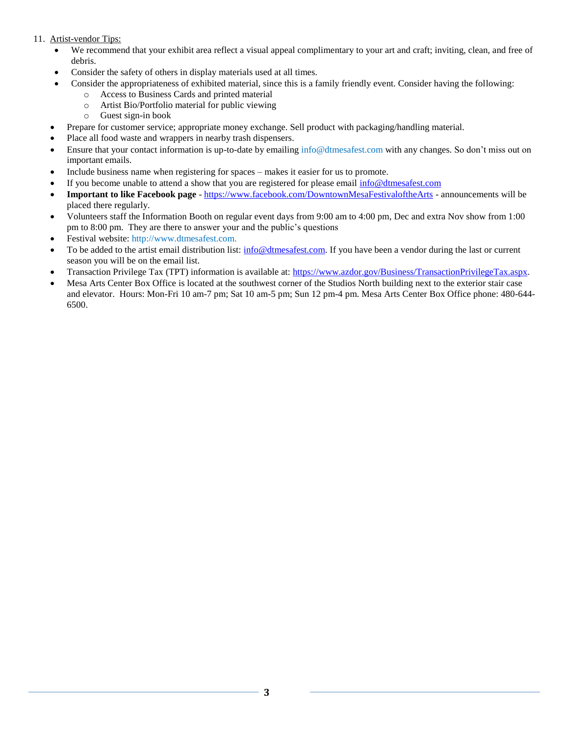11. Artist-vendor Tips:
    - We recommend that your exhibit area reflect a visual appeal complimentary to your art and craft; inviting, clean, and free of debris.
    - Consider the safety of others in display materials used at all times.
    - Consider the appropriateness of exhibited material, since this is a family friendly event. Consider having the following:
        - Access to Business Cards and printed material
        - Artist Bio/Portfolio material for public viewing
        - Guest sign-in book
    - Prepare for customer service; appropriate money exchange. Sell product with packaging/handling material.
    - Place all food waste and wrappers in nearby trash dispensers.
    - Ensure that your contact information is up-to-date by emailing info@dtmesafest.com with any changes. So don't miss out on important emails.
    - Include business name when registering for spaces – makes it easier for us to promote.
    - If you become unable to attend a show that you are registered for please email info@dtmesafest.com
    - **Important to like Facebook page** - https://www.facebook.com/DowntownMesaFestivaloftheArts - announcements will be placed there regularly.
    - Volunteers staff the Information Booth on regular event days from 9:00 am to 4:00 pm, Dec and extra Nov show from 1:00 pm to 8:00 pm. They are there to answer your and the public's questions
    - Festival website: http://www.dtmesafest.com.
    - To be added to the artist email distribution list: info@dtmesafest.com. If you have been a vendor during the last or current season you will be on the email list.
    - Transaction Privilege Tax (TPT) information is available at: https://www.azdor.gov/Business/TransactionPrivilegeTax.aspx.
    - Mesa Arts Center Box Office is located at the southwest corner of the Studios North building next to the exterior stair case and elevator. Hours: Mon-Fri 10 am-7 pm; Sat 10 am-5 pm; Sun 12 pm-4 pm. Mesa Arts Center Box Office phone: 480-644-6500.